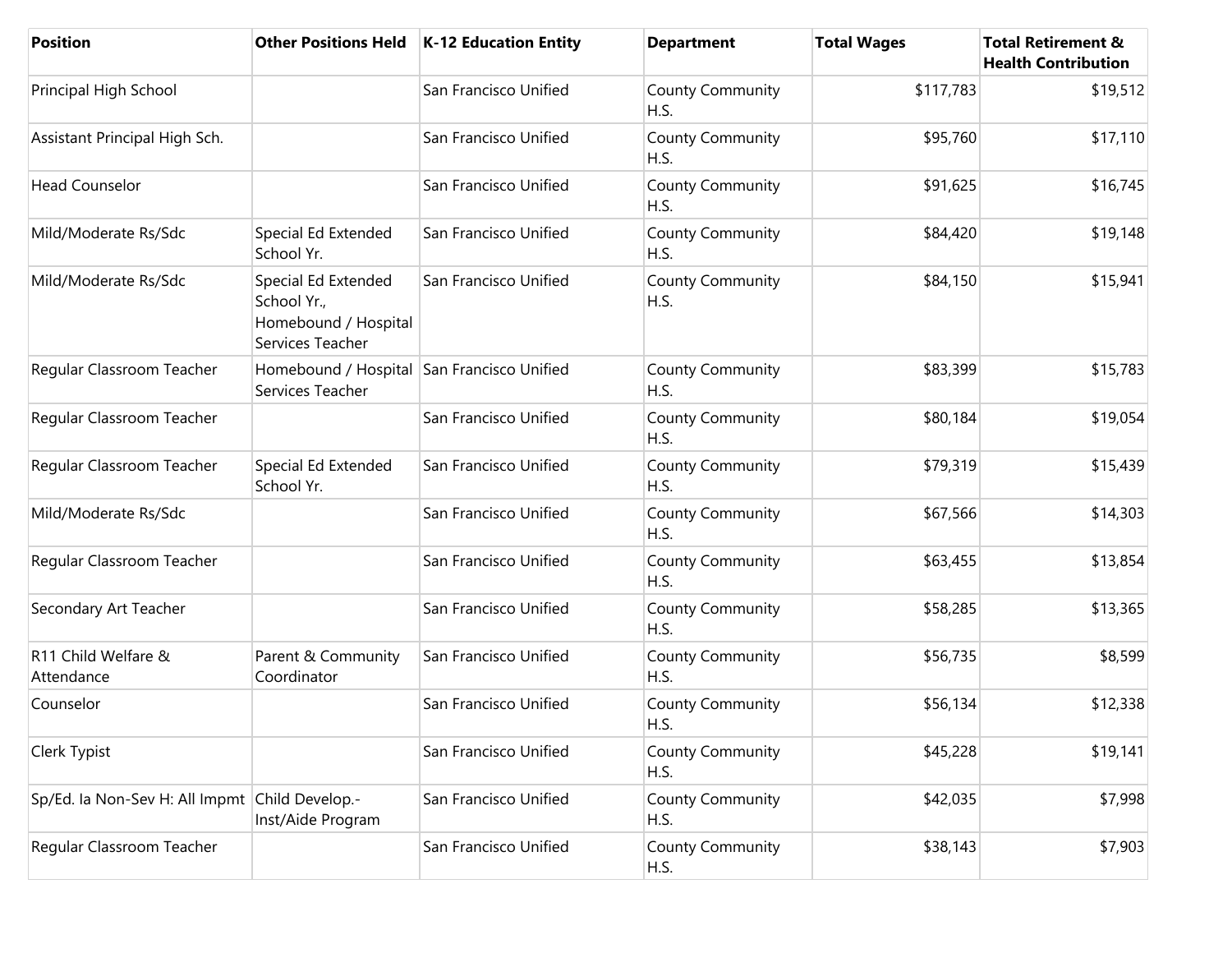| Position | Other Positions Held | K-12 Education Entity | Department | Total Wages | Total Retirement & Health Contribution |
|---|---|---|---|---|---|
| Principal High School | | San Francisco Unified | County Community H.S. | $117,783 | $19,512 |
| Assistant Principal High Sch. | | San Francisco Unified | County Community H.S. | $95,760 | $17,110 |
| Head Counselor | | San Francisco Unified | County Community H.S. | $91,625 | $16,745 |
| Mild/Moderate Rs/Sdc | Special Ed Extended School Yr. | San Francisco Unified | County Community H.S. | $84,420 | $19,148 |
| Mild/Moderate Rs/Sdc | Special Ed Extended School Yr., Homebound / Hospital Services Teacher | San Francisco Unified | County Community H.S. | $84,150 | $15,941 |
| Regular Classroom Teacher | Homebound / Hospital Services Teacher | San Francisco Unified | County Community H.S. | $83,399 | $15,783 |
| Regular Classroom Teacher | | San Francisco Unified | County Community H.S. | $80,184 | $19,054 |
| Regular Classroom Teacher | Special Ed Extended School Yr. | San Francisco Unified | County Community H.S. | $79,319 | $15,439 |
| Mild/Moderate Rs/Sdc | | San Francisco Unified | County Community H.S. | $67,566 | $14,303 |
| Regular Classroom Teacher | | San Francisco Unified | County Community H.S. | $63,455 | $13,854 |
| Secondary Art Teacher | | San Francisco Unified | County Community H.S. | $58,285 | $13,365 |
| R11 Child Welfare & Attendance | Parent & Community Coordinator | San Francisco Unified | County Community H.S. | $56,735 | $8,599 |
| Counselor | | San Francisco Unified | County Community H.S. | $56,134 | $12,338 |
| Clerk Typist | | San Francisco Unified | County Community H.S. | $45,228 | $19,141 |
| Sp/Ed. Ia Non-Sev H: All Impmt | Child Develop.-Inst/Aide Program | San Francisco Unified | County Community H.S. | $42,035 | $7,998 |
| Regular Classroom Teacher | | San Francisco Unified | County Community H.S. | $38,143 | $7,903 |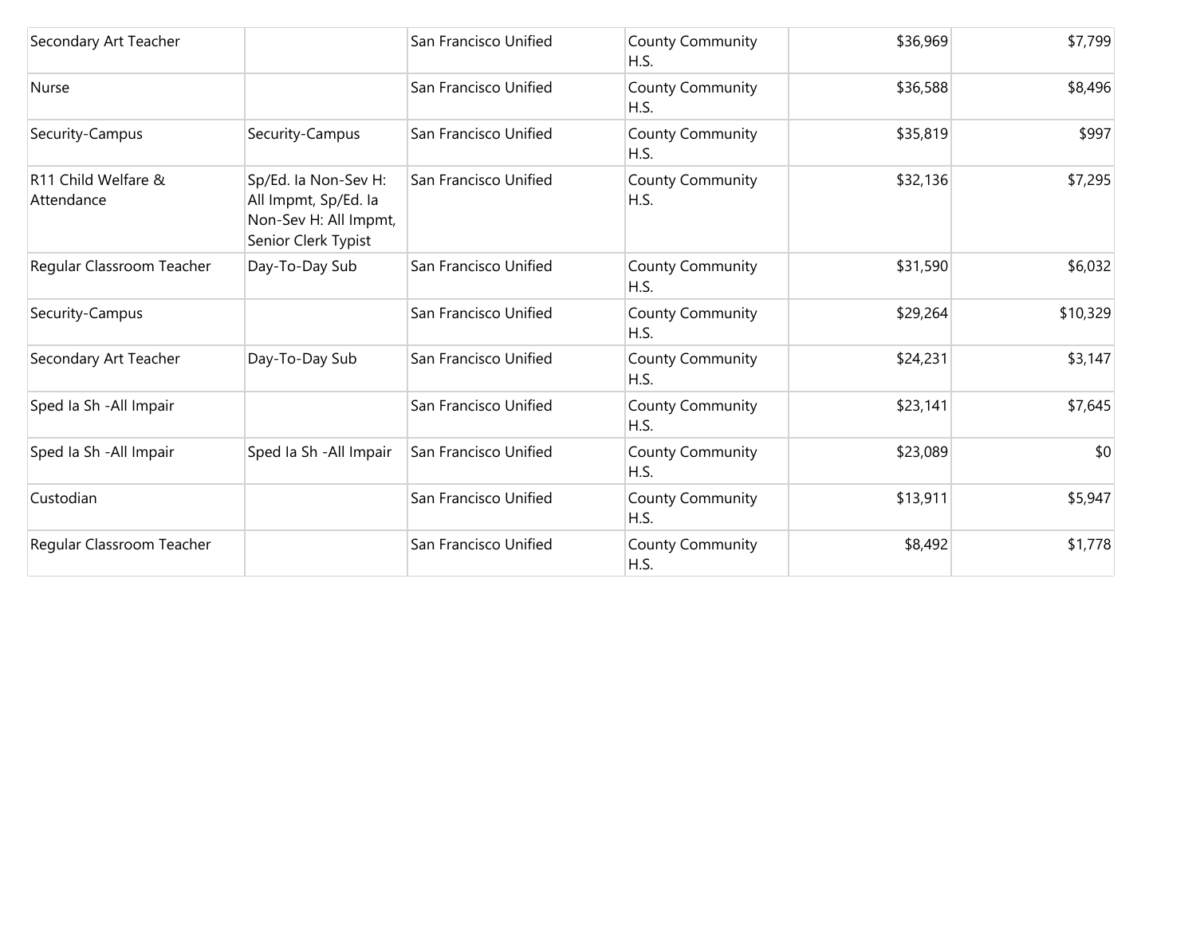| | | | | | |
|---|---|---|---|---|---|
| Secondary Art Teacher | | San Francisco Unified | County Community H.S. | $36,969 | $7,799 |
| Nurse | | San Francisco Unified | County Community H.S. | $36,588 | $8,496 |
| Security-Campus | Security-Campus | San Francisco Unified | County Community H.S. | $35,819 | $997 |
| R11 Child Welfare & Attendance | Sp/Ed. Ia Non-Sev H: All Impmt, Sp/Ed. Ia Non-Sev H: All Impmt, Senior Clerk Typist | San Francisco Unified | County Community H.S. | $32,136 | $7,295 |
| Regular Classroom Teacher | Day-To-Day Sub | San Francisco Unified | County Community H.S. | $31,590 | $6,032 |
| Security-Campus | | San Francisco Unified | County Community H.S. | $29,264 | $10,329 |
| Secondary Art Teacher | Day-To-Day Sub | San Francisco Unified | County Community H.S. | $24,231 | $3,147 |
| Sped Ia Sh -All Impair | | San Francisco Unified | County Community H.S. | $23,141 | $7,645 |
| Sped Ia Sh -All Impair | Sped Ia Sh -All Impair | San Francisco Unified | County Community H.S. | $23,089 | $0 |
| Custodian | | San Francisco Unified | County Community H.S. | $13,911 | $5,947 |
| Regular Classroom Teacher | | San Francisco Unified | County Community H.S. | $8,492 | $1,778 |